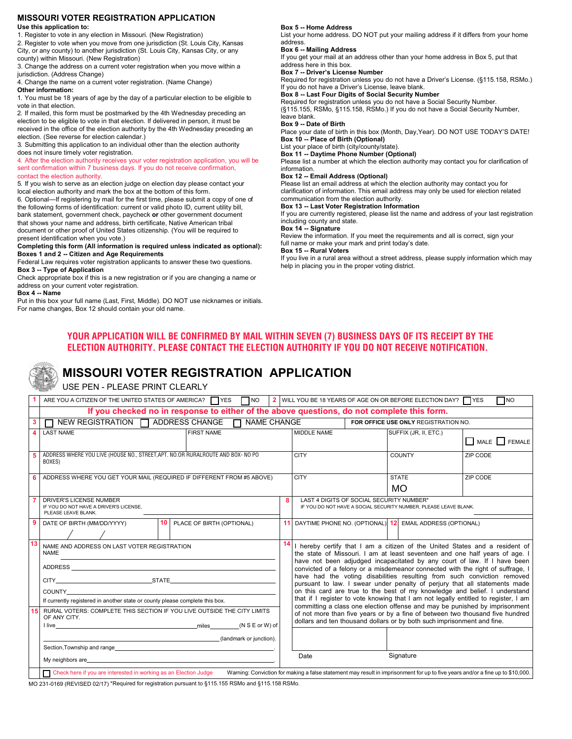# MISSOURI VOTER REGISTRATION APPLICATION

**Use this application to:**

1. Register to vote in any election in Missouri. (New Registration)
2. Register to vote when you move from one jurisdiction (St. Louis City, Kansas City, or any county) to another jurisdiction (St. Louis City, Kansas City, or any county) within Missouri. (New Registration)
3. Change the address on a current voter registration when you move within a jurisdiction. (Address Change)
4. Change the name on a current voter registration. (Name Change)

**Other information:**

1. You must be 18 years of age by the day of a particular election to be eligible to vote in that election.
2. If mailed, this form must be postmarked by the 4th Wednesday preceding an election to be eligible to vote in that election. If delivered in person, it must be received in the office of the election authority by the 4th Wednesday preceding an election. (See reverse for election calendar.)
3. Submitting this application to an individual other than the election authority does not insure timely voter registration.
4. After the election authority receives your voter registration application, you will be sent confirmation within 7 business days. If you do not receive confirmation, contact the election authority.
5. If you wish to serve as an election judge on election day please contact your local election authority and mark the box at the bottom of this form.
6. Optional—If registering by mail for the first time, please submit a copy of one of the following forms of identification: current or valid photo ID, current utility bill, bank statement, government check, paycheck **or** other government document that shows your name and address, birth certificate, Native American tribal document or other proof of United States citizenship. (You will be required to present identification when you vote.)

**Completing this form (All information is required unless indicated as optional):**

**Boxes 1 and 2 -- Citizen and Age Requirements**
Federal Law requires voter registration applicants to answer these two questions.

**Box 3 -- Type of Application**
Check appropriate box if this is a new registration or if you are changing a name or address on your current voter registration.

**Box 4 -- Name**
Put in this box your full name (Last, First, Middle). DO NOT use nicknames or initials. For name changes, Box 12 should contain your old name.

**Box 5 -- Home Address**
List your home address. DO NOT put your mailing address if it differs from your home address.

**Box 6 -- Mailing Address**
If you get your mail at an address other than your home address in Box 5, put that address here in this box.

**Box 7 -- Driver's License Number**
Required for registration unless you do not have a Driver's License. (§115.158, RSMo.) If you do not have a Driver's License, leave blank.

**Box 8 -- Last Four Digits of Social Security Number**
Required for registration unless you do not have a Social Security Number. (§115.155, RSMo, §115.158, RSMo.) If you do not have a Social Security Number, leave blank.

**Box 9 -- Date of Birth**
Place your date of birth in this box (Month, Day, Year). DO NOT USE TODAY'S DATE!

**Box 10 -- Place of Birth (Optional)**
List your place of birth (city/county/state).

**Box 11 -- Daytime Phone Number (Optional)**
Please list a number at which the election authority may contact you for clarification of information.

**Box 12 -- Email Address (Optional)**
Please list an email address at which the election authority may contact you for clarification of information. This email address may only be used for election related communication from the election authority.

**Box 13 -- Last Voter Registration Information**
If you are currently registered, please list the name and address of your last registration including county and state.

**Box 14 -- Signature**
Review the information. If you meet the requirements and all is correct, sign your full name or make your mark and print today's date.

**Box 15 -- Rural Voters**
If you live in a rural area without a street address, please supply information which may help in placing you in the proper voting district.

**YOUR APPLICATION WILL BE CONFIRMED BY MAIL WITHIN SEVEN (7) BUSINESS DAYS OF ITS RECEIPT BY THE ELECTION AUTHORITY. PLEASE CONTACT THE ELECTION AUTHORITY IF YOU DO NOT RECEIVE NOTIFICATION.**

# MISSOURI VOTER REGISTRATION APPLICATION

USE PEN - PLEASE PRINT CLEARLY

**1** ARE YOU A CITIZEN OF THE UNITED STATES OF AMERICA? ☐ YES ☐ NO

**2** WILL YOU BE 18 YEARS OF AGE ON OR BEFORE ELECTION DAY? ☐ YES ☐ NO

**If you checked no in response to either of the above questions, do not complete this form.**

**3** ☐ NEW REGISTRATION ☐ ADDRESS CHANGE ☐ NAME CHANGE — FOR OFFICE USE ONLY REGISTRATION NO.

**4** LAST NAME | FIRST NAME | MIDDLE NAME | SUFFIX (JR, II, ETC.) | ☐ MALE ☐ FEMALE

**5** ADDRESS WHERE YOU LIVE (HOUSE NO., STREET, APT. NO. OR RURALROUTE AND BOX- NO PO BOXES) | CITY | COUNTY | ZIP CODE

**6** ADDRESS WHERE YOU GET YOUR MAIL (REQUIRED IF DIFFERENT FROM #5 ABOVE) | CITY | STATE MO | ZIP CODE

**7** DRIVER'S LICENSE NUMBER
IF YOU DO NOT HAVE A DRIVER'S LICENSE, PLEASE LEAVE BLANK.

**8** LAST 4 DIGITS OF SOCIAL SECURITY NUMBER*
IF YOU DO NOT HAVE A SOCIAL SECURITY NUMBER, PLEASE LEAVE BLANK.

**9** DATE OF BIRTH (MM/DD/YYYY) &nbsp; / &nbsp; /

**10** PLACE OF BIRTH (OPTIONAL)

**11** DAYTIME PHONE NO. (OPTIONAL)

**12** EMAIL ADDRESS (OPTIONAL)

**13** NAME AND ADDRESS ON LAST VOTER REGISTRATION
NAME ____________________
ADDRESS ____________________
CITY ____________ STATE ____________
COUNTY ____________________
If currently registered in another state or county please complete this box.

**14** I hereby certify that I am a citizen of the United States and a resident of the state of Missouri. I am at least seventeen and one half years of age. I have not been adjudged incapacitated by any court of law. If I have been convicted of a felony or a misdemeanor connected with the right of suffrage, I have had the voting disabilities resulting from such conviction removed pursuant to law. I swear under penalty of perjury that all statements made on this card are true to the best of my knowledge and belief. I understand that if I register to vote knowing that I am not legally entitled to register, I am committing a class one election offense and may be punished by imprisonment of not more than five years or by a fine of between two thousand five hundred dollars and ten thousand dollars or by both such imprisonment and fine.

Date ____________ Signature ____________

**15** RURAL VOTERS: COMPLETE THIS SECTION IF YOU LIVE OUTSIDE THE CITY LIMITS OF ANY CITY.
I live ____________ miles ________ (N S E or W) of ____________ (landmark or junction).
Section,Township and range ____________.
My neighbors are ____________.

☐ Check here if you are interested in working as an Election Judge

Warning: Conviction for making a false statement may result in imprisonment for up to five years and/or a fine up to $10,000.

MO 231-0169 (REVISED 02/17) *Required for registration pursuant to §115.155 RSMo and §115.158 RSMo.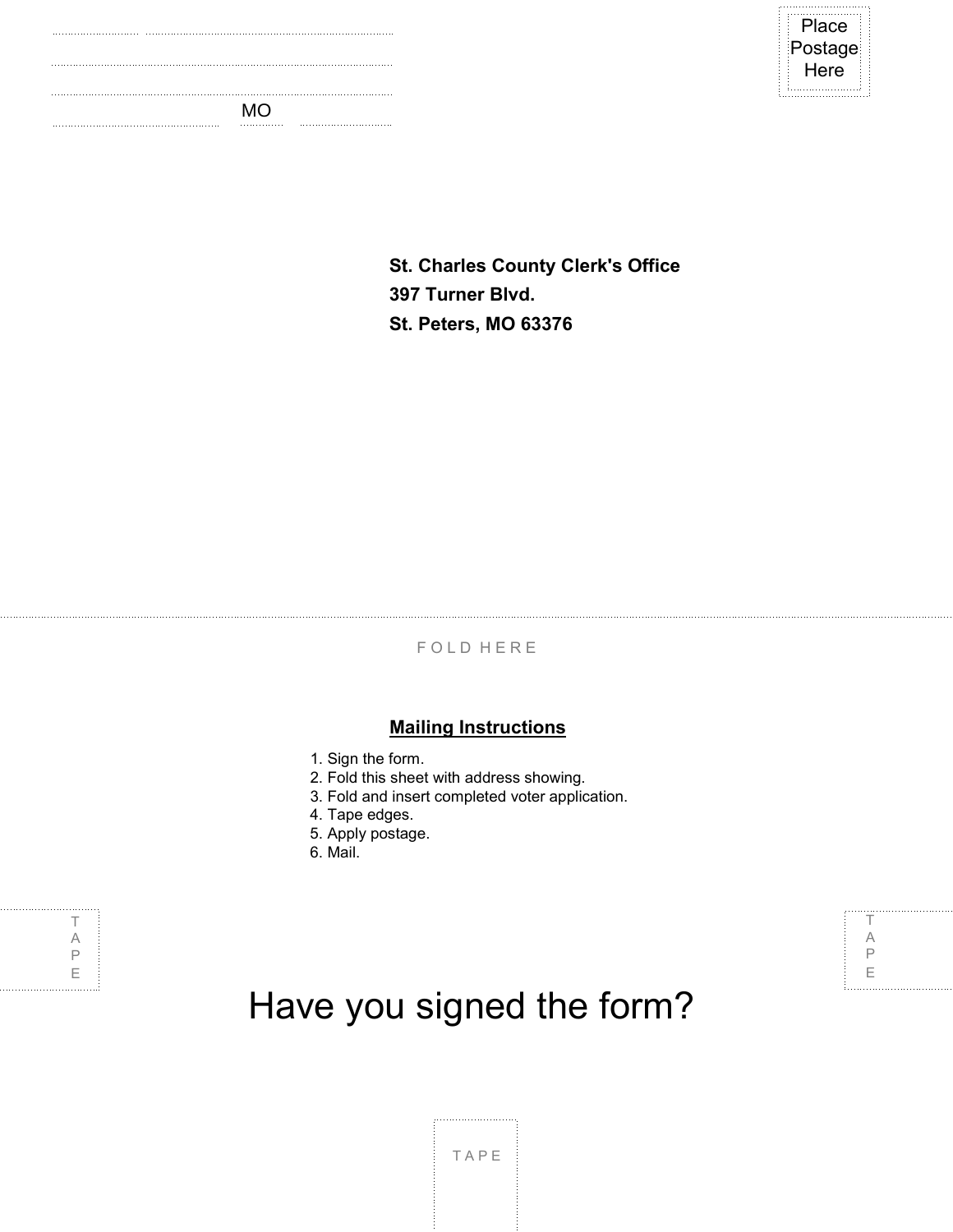MO

Place Postage Here

**St. Charles County Clerk's Office**
**397 Turner Blvd.**
**St. Peters, MO 63376**

F O L D H E R E

**Mailing Instructions**

1. Sign the form.
2. Fold this sheet with address showing.
3. Fold and insert completed voter application.
4. Tape edges.
5. Apply postage.
6. Mail.

TAPE

TAPE

# Have you signed the form?

TAPE